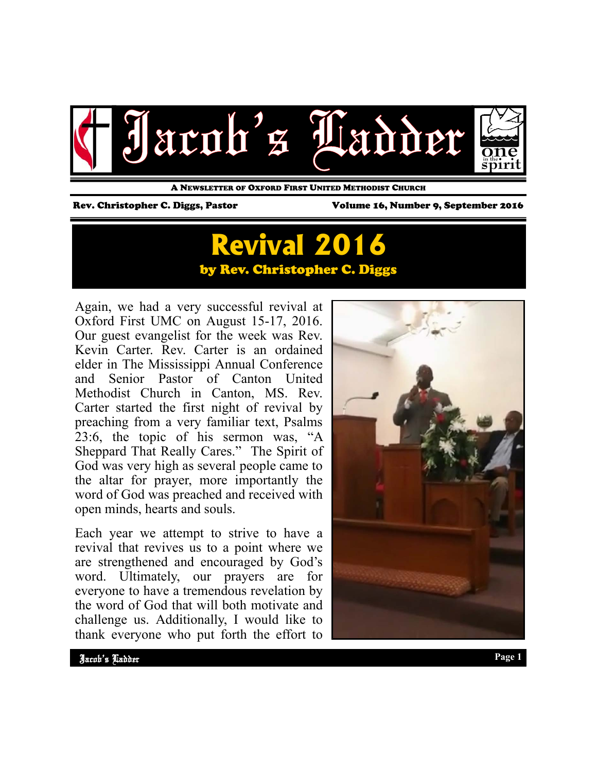# Jacob's Ladder

A Newsletter of Oxford First United Methodist Church

Rev. Christopher C. Diggs, Pastor — Volume 16, Number 9, September 2016

## Revival 2016

**by Rev. Christopher C. Diggs**

Again, we had a very successful revival at Oxford First UMC on August 15-17, 2016. Our guest evangelist for the week was Rev. Kevin Carter. Rev. Carter is an ordained elder in The Mississippi Annual Conference and Senior Pastor of Canton United Methodist Church in Canton, MS. Rev. Carter started the first night of revival by preaching from a very familiar text, Psalms 23:6, the topic of his sermon was, "A Sheppard That Really Cares." The Spirit of God was very high as several people came to the altar for prayer, more importantly the word of God was preached and received with open minds, hearts and souls.

Each year we attempt to strive to have a revival that revives us to a point where we are strengthened and encouraged by God's word. Ultimately, our prayers are for everyone to have a tremendous revelation by the word of God that will both motivate and challenge us. Additionally, I would like to thank everyone who put forth the effort to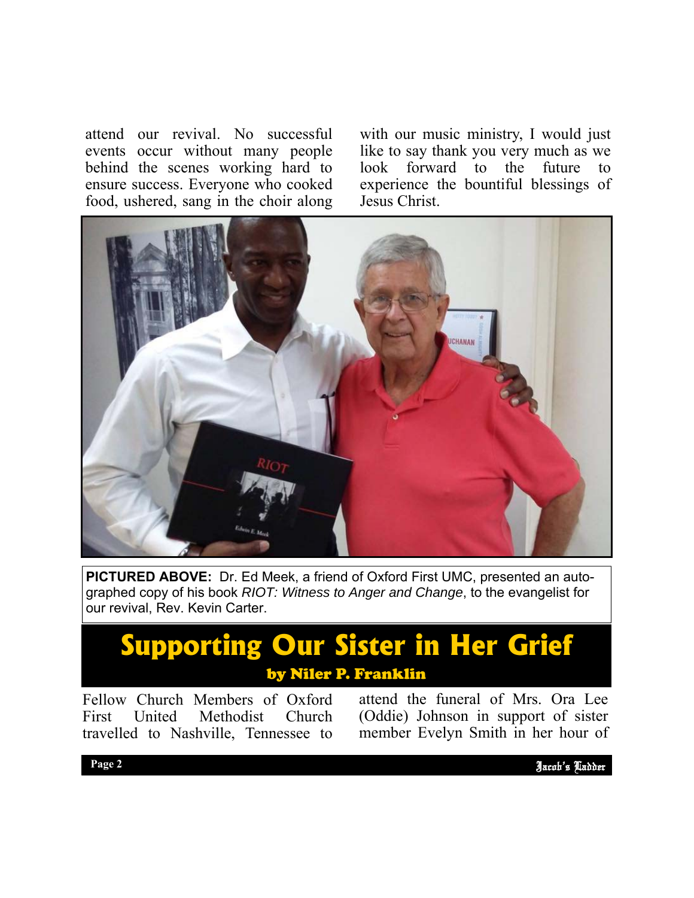attend our revival. No successful events occur without many people behind the scenes working hard to ensure success. Everyone who cooked food, ushered, sang in the choir along with our music ministry, I would just like to say thank you very much as we look forward to the future to experience the bountiful blessings of Jesus Christ.

**PICTURED ABOVE:** Dr. Ed Meek, a friend of Oxford First UMC, presented an autographed copy of his book *RIOT: Witness to Anger and Change*, to the evangelist for our revival, Rev. Kevin Carter.

## Supporting Our Sister in Her Grief

**by Niler P. Franklin**

Fellow Church Members of Oxford First United Methodist Church travelled to Nashville, Tennessee to attend the funeral of Mrs. Ora Lee (Oddie) Johnson in support of sister member Evelyn Smith in her hour of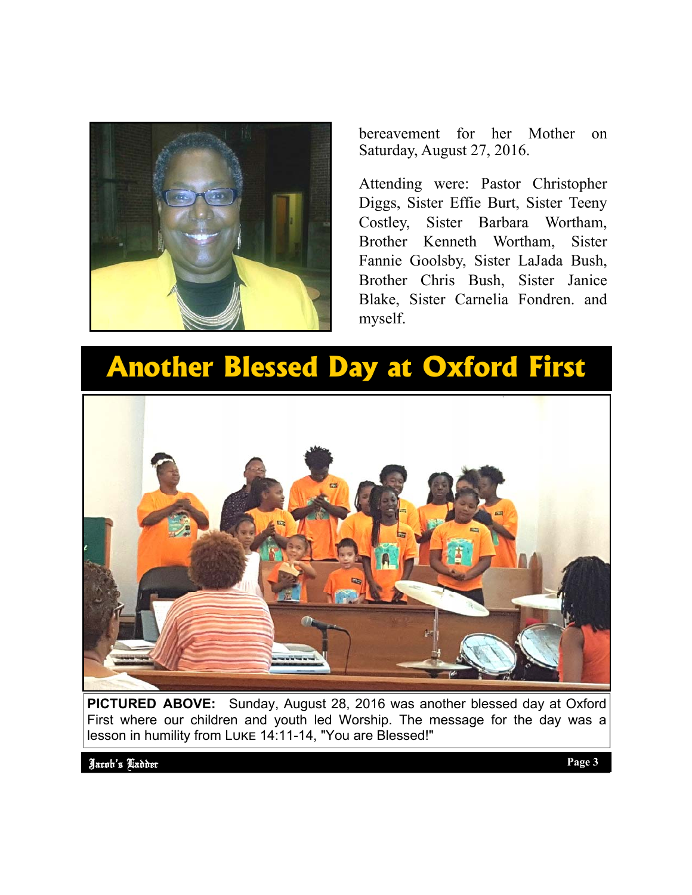bereavement for her Mother on Saturday, August 27, 2016.

Attending were: Pastor Christopher Diggs, Sister Effie Burt, Sister Teeny Costley, Sister Barbara Wortham, Brother Kenneth Wortham, Sister Fannie Goolsby, Sister LaJada Bush, Brother Chris Bush, Sister Janice Blake, Sister Carnelia Fondren. and myself.

# Another Blessed Day at Oxford First

**PICTURED ABOVE:** Sunday, August 28, 2016 was another blessed day at Oxford First where our children and youth led Worship. The message for the day was a lesson in humility from LUKE 14:11-14, "You are Blessed!"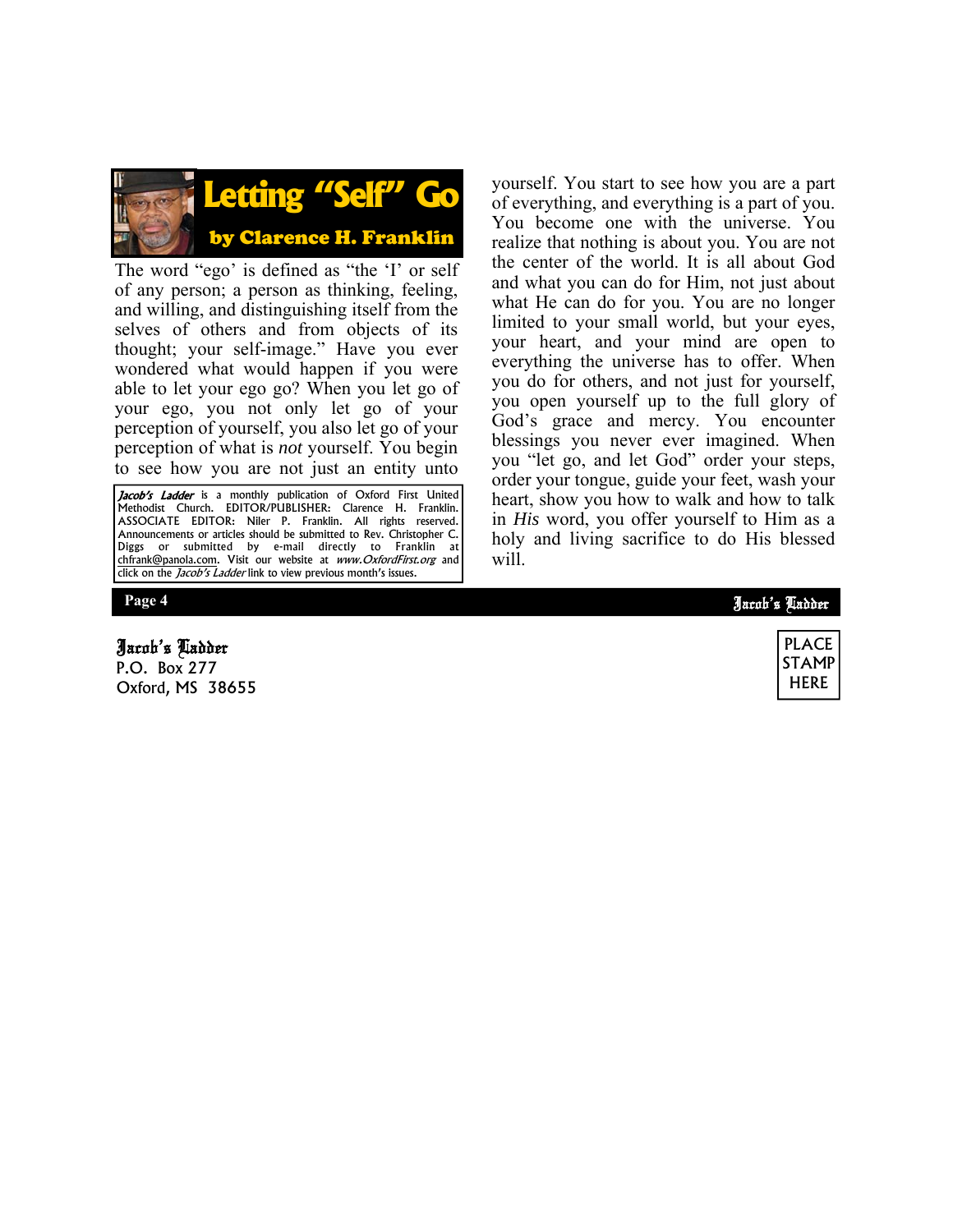# Letting "Self" Go

### by Clarence H. Franklin

The word "ego' is defined as "the 'I' or self of any person; a person as thinking, feeling, and willing, and distinguishing itself from the selves of others and from objects of its thought; your self-image." Have you ever wondered what would happen if you were able to let your ego go? When you let go of your ego, you not only let go of your perception of yourself, you also let go of your perception of what is *not* yourself. You begin to see how you are not just an entity unto yourself. You start to see how you are a part of everything, and everything is a part of you. You become one with the universe. You realize that nothing is about you. You are not the center of the world. It is all about God and what you can do for Him, not just about what He can do for you. You are no longer limited to your small world, but your eyes, your heart, and your mind are open to everything the universe has to offer. When you do for others, and not just for yourself, you open yourself up to the full glory of God's grace and mercy. You encounter blessings you never ever imagined. When you "let go, and let God" order your steps, order your tongue, guide your feet, wash your heart, show you how to walk and how to talk in *His* word, you offer yourself to Him as a holy and living sacrifice to do His blessed will.

*Jacob's Ladder* is a monthly publication of Oxford First United Methodist Church. EDITOR/PUBLISHER: Clarence H. Franklin. ASSOCIATE EDITOR: Niler P. Franklin. All rights reserved. Announcements or articles should be submitted to Rev. Christopher C. Diggs or submitted by e-mail directly to Franklin at chfrank@panola.com. Visit our website at *www.OxfordFirst.org* and click on the *Jacob's Ladder* link to view previous month's issues.

Jacob's Ladder
P.O. Box 277
Oxford, MS 38655

PLACE
STAMP
HERE